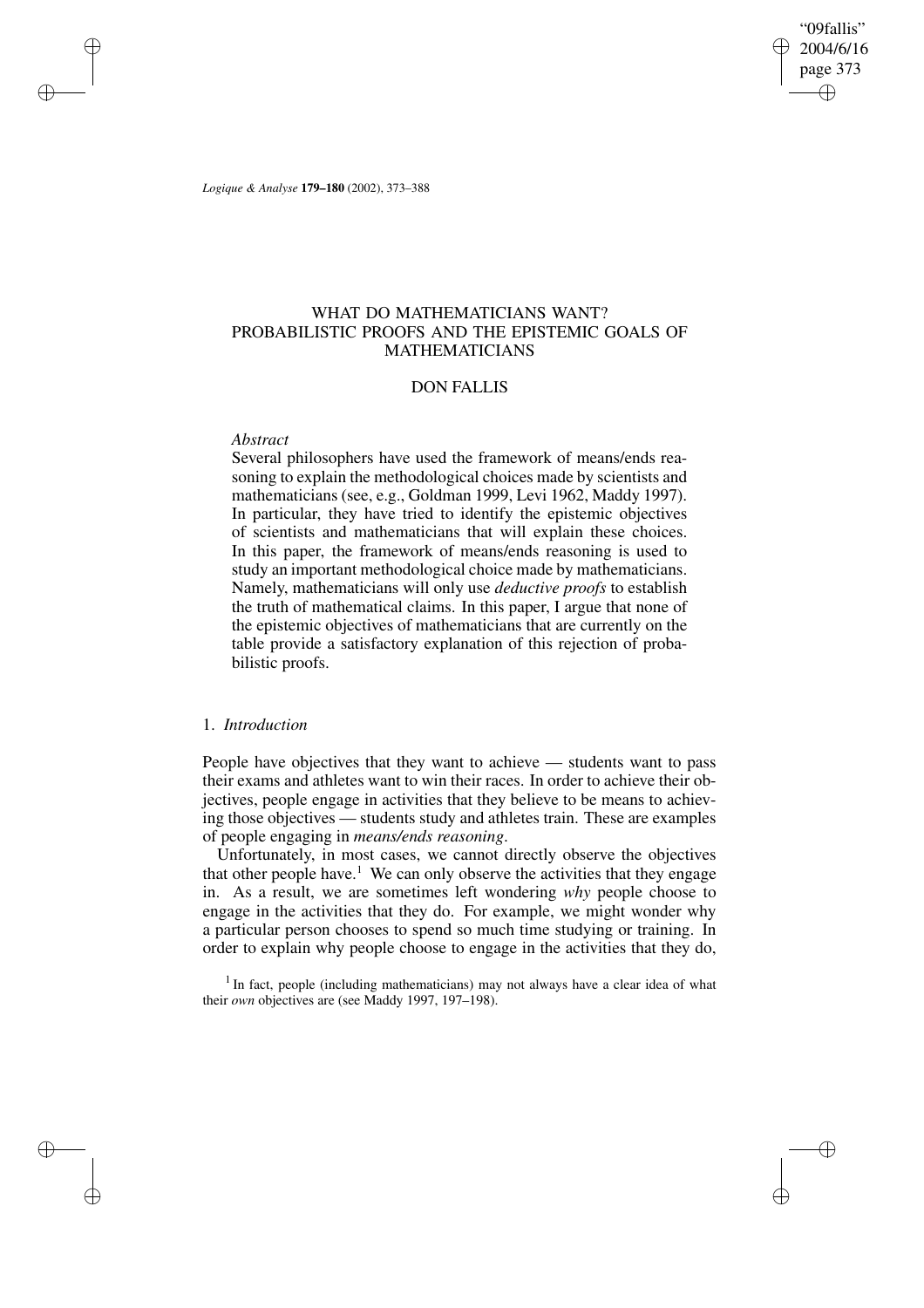WHAT DO MATHEMATICIANS WANT?
PROBABILISTIC PROOFS AND THE EPISTEMIC GOALS OF MATHEMATICIANS

DON FALLIS

*Abstract*

Several philosophers have used the framework of means/ends reasoning to explain the methodological choices made by scientists and mathematicians (see, e.g., Goldman 1999, Levi 1962, Maddy 1997). In particular, they have tried to identify the epistemic objectives of scientists and mathematicians that will explain these choices. In this paper, the framework of means/ends reasoning is used to study an important methodological choice made by mathematicians. Namely, mathematicians will only use *deductive proofs* to establish the truth of mathematical claims. In this paper, I argue that none of the epistemic objectives of mathematicians that are currently on the table provide a satisfactory explanation of this rejection of probabilistic proofs.

## 1. *Introduction*

People have objectives that they want to achieve — students want to pass their exams and athletes want to win their races. In order to achieve their objectives, people engage in activities that they believe to be means to achieving those objectives — students study and athletes train. These are examples of people engaging in *means/ends reasoning*.

Unfortunately, in most cases, we cannot directly observe the objectives that other people have.[1] We can only observe the activities that they engage in. As a result, we are sometimes left wondering *why* people choose to engage in the activities that they do. For example, we might wonder why a particular person chooses to spend so much time studying or training. In order to explain why people choose to engage in the activities that they do,

[1] In fact, people (including mathematicians) may not always have a clear idea of what their *own* objectives are (see Maddy 1997, 197–198).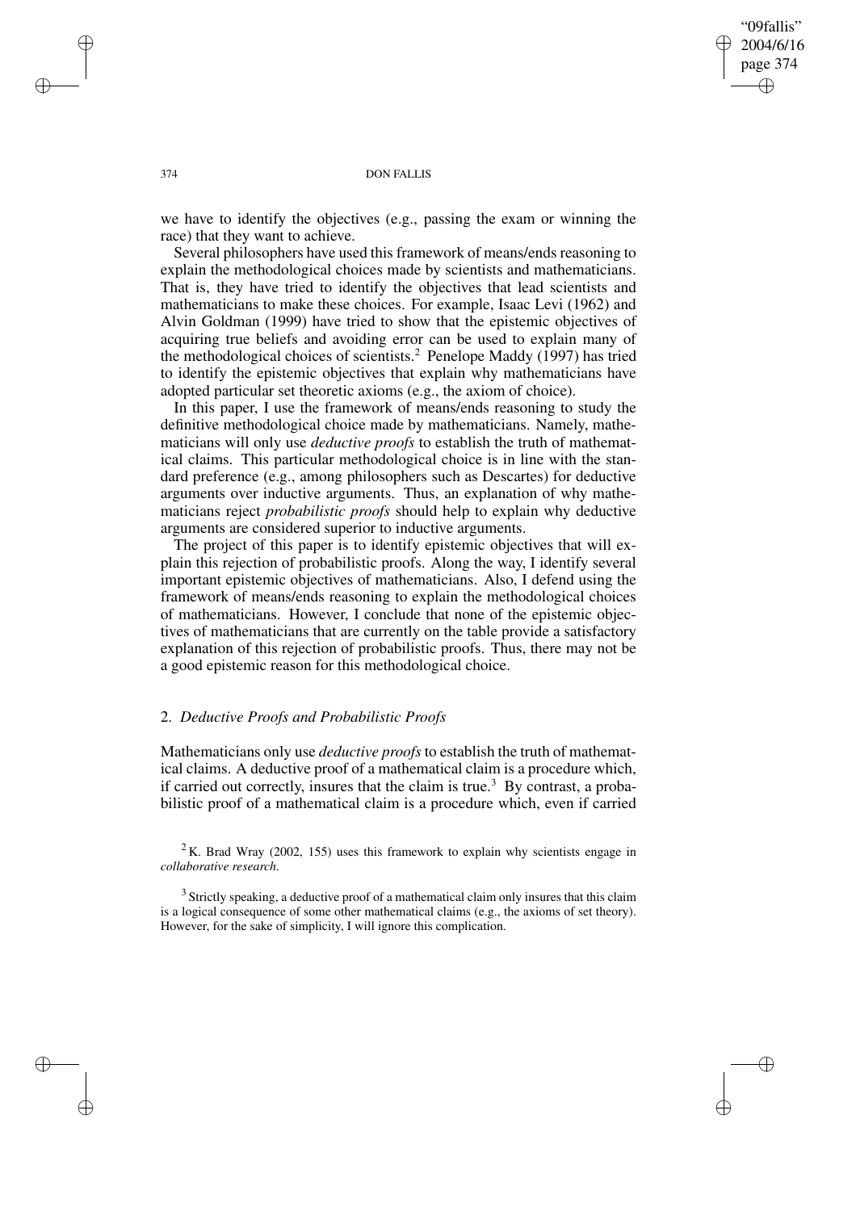we have to identify the objectives (e.g., passing the exam or winning the race) that they want to achieve.

Several philosophers have used this framework of means/ends reasoning to explain the methodological choices made by scientists and mathematicians. That is, they have tried to identify the objectives that lead scientists and mathematicians to make these choices. For example, Isaac Levi (1962) and Alvin Goldman (1999) have tried to show that the epistemic objectives of acquiring true beliefs and avoiding error can be used to explain many of the methodological choices of scientists.[2] Penelope Maddy (1997) has tried to identify the epistemic objectives that explain why mathematicians have adopted particular set theoretic axioms (e.g., the axiom of choice).

In this paper, I use the framework of means/ends reasoning to study the definitive methodological choice made by mathematicians. Namely, mathematicians will only use *deductive proofs* to establish the truth of mathematical claims. This particular methodological choice is in line with the standard preference (e.g., among philosophers such as Descartes) for deductive arguments over inductive arguments. Thus, an explanation of why mathematicians reject *probabilistic proofs* should help to explain why deductive arguments are considered superior to inductive arguments.

The project of this paper is to identify epistemic objectives that will explain this rejection of probabilistic proofs. Along the way, I identify several important epistemic objectives of mathematicians. Also, I defend using the framework of means/ends reasoning to explain the methodological choices of mathematicians. However, I conclude that none of the epistemic objectives of mathematicians that are currently on the table provide a satisfactory explanation of this rejection of probabilistic proofs. Thus, there may not be a good epistemic reason for this methodological choice.

## 2. *Deductive Proofs and Probabilistic Proofs*

Mathematicians only use *deductive proofs* to establish the truth of mathematical claims. A deductive proof of a mathematical claim is a procedure which, if carried out correctly, insures that the claim is true.[3] By contrast, a probabilistic proof of a mathematical claim is a procedure which, even if carried

[2] K. Brad Wray (2002, 155) uses this framework to explain why scientists engage in *collaborative research*.

[3] Strictly speaking, a deductive proof of a mathematical claim only insures that this claim is a logical consequence of some other mathematical claims (e.g., the axioms of set theory). However, for the sake of simplicity, I will ignore this complication.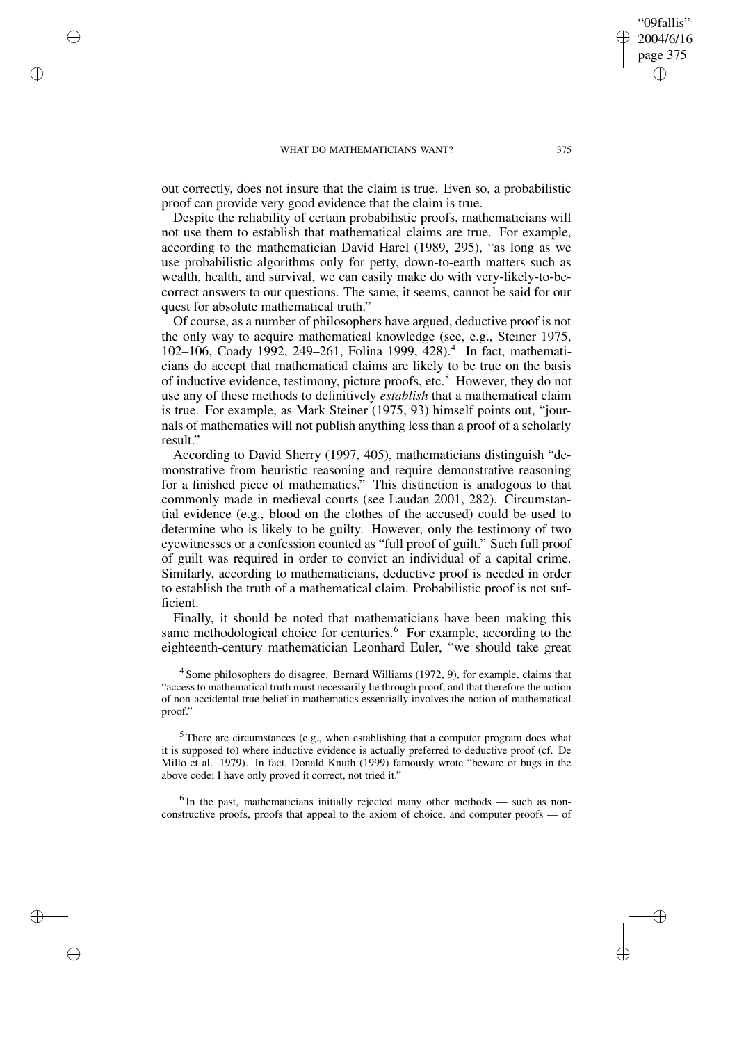out correctly, does not insure that the claim is true. Even so, a probabilistic proof can provide very good evidence that the claim is true.

Despite the reliability of certain probabilistic proofs, mathematicians will not use them to establish that mathematical claims are true. For example, according to the mathematician David Harel (1989, 295), "as long as we use probabilistic algorithms only for petty, down-to-earth matters such as wealth, health, and survival, we can easily make do with very-likely-to-be-correct answers to our questions. The same, it seems, cannot be said for our quest for absolute mathematical truth."

Of course, as a number of philosophers have argued, deductive proof is not the only way to acquire mathematical knowledge (see, e.g., Steiner 1975, 102–106, Coady 1992, 249–261, Folina 1999, 428).[4] In fact, mathematicians do accept that mathematical claims are likely to be true on the basis of inductive evidence, testimony, picture proofs, etc.[5] However, they do not use any of these methods to definitively *establish* that a mathematical claim is true. For example, as Mark Steiner (1975, 93) himself points out, "journals of mathematics will not publish anything less than a proof of a scholarly result."

According to David Sherry (1997, 405), mathematicians distinguish "demonstrative from heuristic reasoning and require demonstrative reasoning for a finished piece of mathematics." This distinction is analogous to that commonly made in medieval courts (see Laudan 2001, 282). Circumstantial evidence (e.g., blood on the clothes of the accused) could be used to determine who is likely to be guilty. However, only the testimony of two eyewitnesses or a confession counted as "full proof of guilt." Such full proof of guilt was required in order to convict an individual of a capital crime. Similarly, according to mathematicians, deductive proof is needed in order to establish the truth of a mathematical claim. Probabilistic proof is not sufficient.

Finally, it should be noted that mathematicians have been making this same methodological choice for centuries.[6] For example, according to the eighteenth-century mathematician Leonhard Euler, "we should take great

[4] Some philosophers do disagree. Bernard Williams (1972, 9), for example, claims that "access to mathematical truth must necessarily lie through proof, and that therefore the notion of non-accidental true belief in mathematics essentially involves the notion of mathematical proof."

[5] There are circumstances (e.g., when establishing that a computer program does what it is supposed to) where inductive evidence is actually preferred to deductive proof (cf. De Millo et al. 1979). In fact, Donald Knuth (1999) famously wrote "beware of bugs in the above code; I have only proved it correct, not tried it."

[6] In the past, mathematicians initially rejected many other methods — such as non-constructive proofs, proofs that appeal to the axiom of choice, and computer proofs — of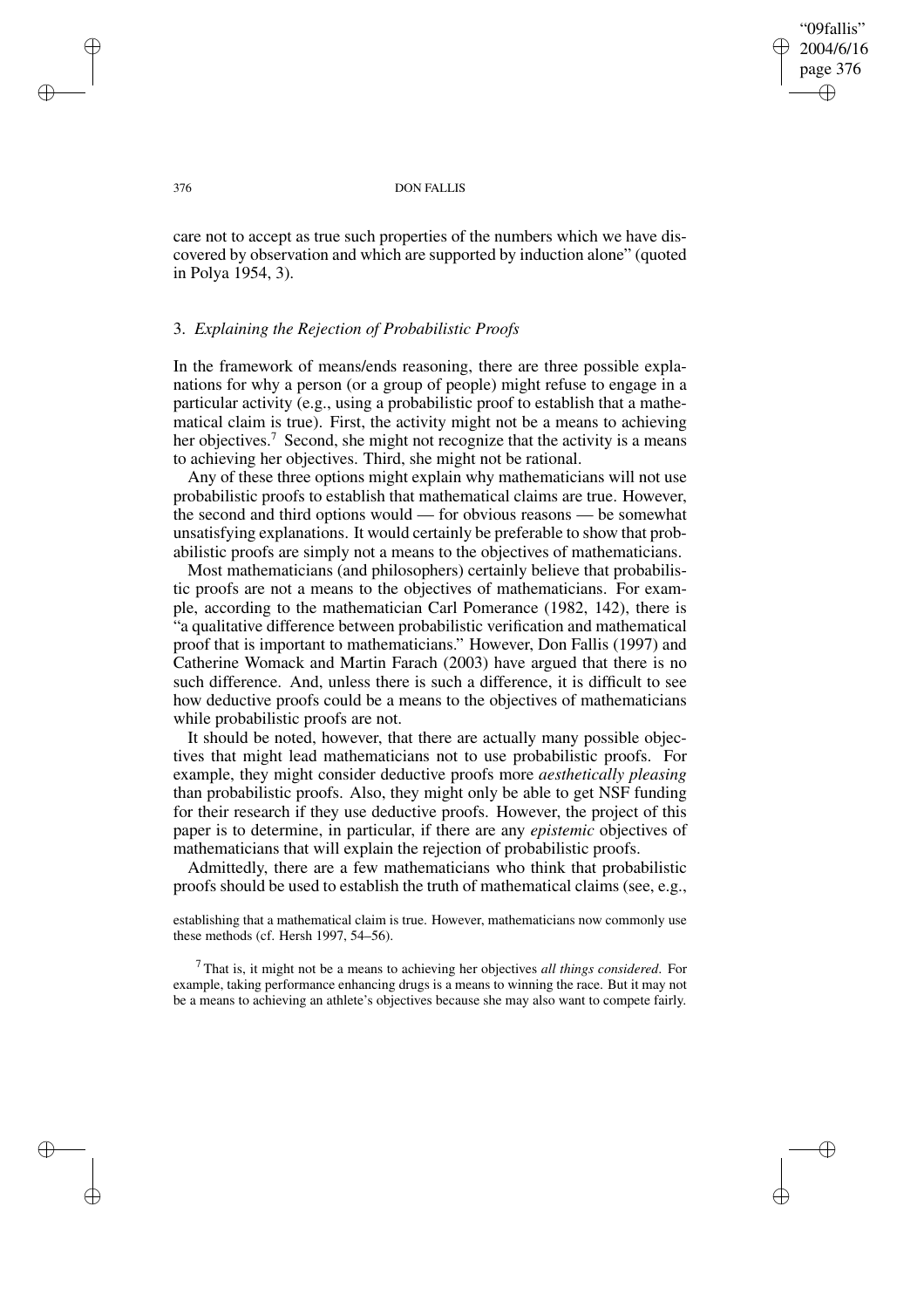care not to accept as true such properties of the numbers which we have discovered by observation and which are supported by induction alone" (quoted in Polya 1954, 3).

## 3. *Explaining the Rejection of Probabilistic Proofs*

In the framework of means/ends reasoning, there are three possible explanations for why a person (or a group of people) might refuse to engage in a particular activity (e.g., using a probabilistic proof to establish that a mathematical claim is true). First, the activity might not be a means to achieving her objectives.[7] Second, she might not recognize that the activity is a means to achieving her objectives. Third, she might not be rational.

Any of these three options might explain why mathematicians will not use probabilistic proofs to establish that mathematical claims are true. However, the second and third options would — for obvious reasons — be somewhat unsatisfying explanations. It would certainly be preferable to show that probabilistic proofs are simply not a means to the objectives of mathematicians.

Most mathematicians (and philosophers) certainly believe that probabilistic proofs are not a means to the objectives of mathematicians. For example, according to the mathematician Carl Pomerance (1982, 142), there is "a qualitative difference between probabilistic verification and mathematical proof that is important to mathematicians." However, Don Fallis (1997) and Catherine Womack and Martin Farach (2003) have argued that there is no such difference. And, unless there is such a difference, it is difficult to see how deductive proofs could be a means to the objectives of mathematicians while probabilistic proofs are not.

It should be noted, however, that there are actually many possible objectives that might lead mathematicians not to use probabilistic proofs. For example, they might consider deductive proofs more *aesthetically pleasing* than probabilistic proofs. Also, they might only be able to get NSF funding for their research if they use deductive proofs. However, the project of this paper is to determine, in particular, if there are any *epistemic* objectives of mathematicians that will explain the rejection of probabilistic proofs.

Admittedly, there are a few mathematicians who think that probabilistic proofs should be used to establish the truth of mathematical claims (see, e.g.,

establishing that a mathematical claim is true. However, mathematicians now commonly use these methods (cf. Hersh 1997, 54–56).

[7] That is, it might not be a means to achieving her objectives *all things considered*. For example, taking performance enhancing drugs is a means to winning the race. But it may not be a means to achieving an athlete's objectives because she may also want to compete fairly.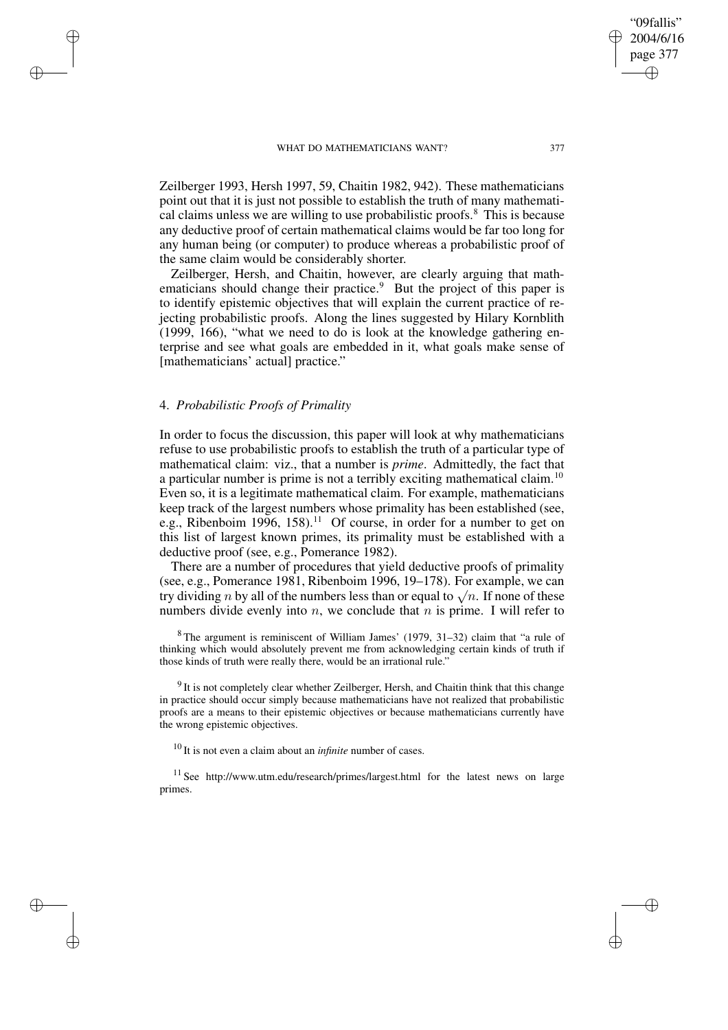Zeilberger 1993, Hersh 1997, 59, Chaitin 1982, 942). These mathematicians point out that it is just not possible to establish the truth of many mathematical claims unless we are willing to use probabilistic proofs.[8] This is because any deductive proof of certain mathematical claims would be far too long for any human being (or computer) to produce whereas a probabilistic proof of the same claim would be considerably shorter.

Zeilberger, Hersh, and Chaitin, however, are clearly arguing that mathematicians should change their practice.[9] But the project of this paper is to identify epistemic objectives that will explain the current practice of rejecting probabilistic proofs. Along the lines suggested by Hilary Kornblith (1999, 166), "what we need to do is look at the knowledge gathering enterprise and see what goals are embedded in it, what goals make sense of [mathematicians' actual] practice."

## 4. *Probabilistic Proofs of Primality*

In order to focus the discussion, this paper will look at why mathematicians refuse to use probabilistic proofs to establish the truth of a particular type of mathematical claim: viz., that a number is *prime*. Admittedly, the fact that a particular number is prime is not a terribly exciting mathematical claim.[10] Even so, it is a legitimate mathematical claim. For example, mathematicians keep track of the largest numbers whose primality has been established (see, e.g., Ribenboim 1996, 158).[11] Of course, in order for a number to get on this list of largest known primes, its primality must be established with a deductive proof (see, e.g., Pomerance 1982).

There are a number of procedures that yield deductive proofs of primality (see, e.g., Pomerance 1981, Ribenboim 1996, 19–178). For example, we can try dividing $n$ by all of the numbers less than or equal to $\sqrt{n}$. If none of these numbers divide evenly into $n$, we conclude that $n$ is prime. I will refer to

[8] The argument is reminiscent of William James' (1979, 31–32) claim that "a rule of thinking which would absolutely prevent me from acknowledging certain kinds of truth if those kinds of truth were really there, would be an irrational rule."

[9] It is not completely clear whether Zeilberger, Hersh, and Chaitin think that this change in practice should occur simply because mathematicians have not realized that probabilistic proofs are a means to their epistemic objectives or because mathematicians currently have the wrong epistemic objectives.

[10] It is not even a claim about an *infinite* number of cases.

[11] See http://www.utm.edu/research/primes/largest.html for the latest news on large primes.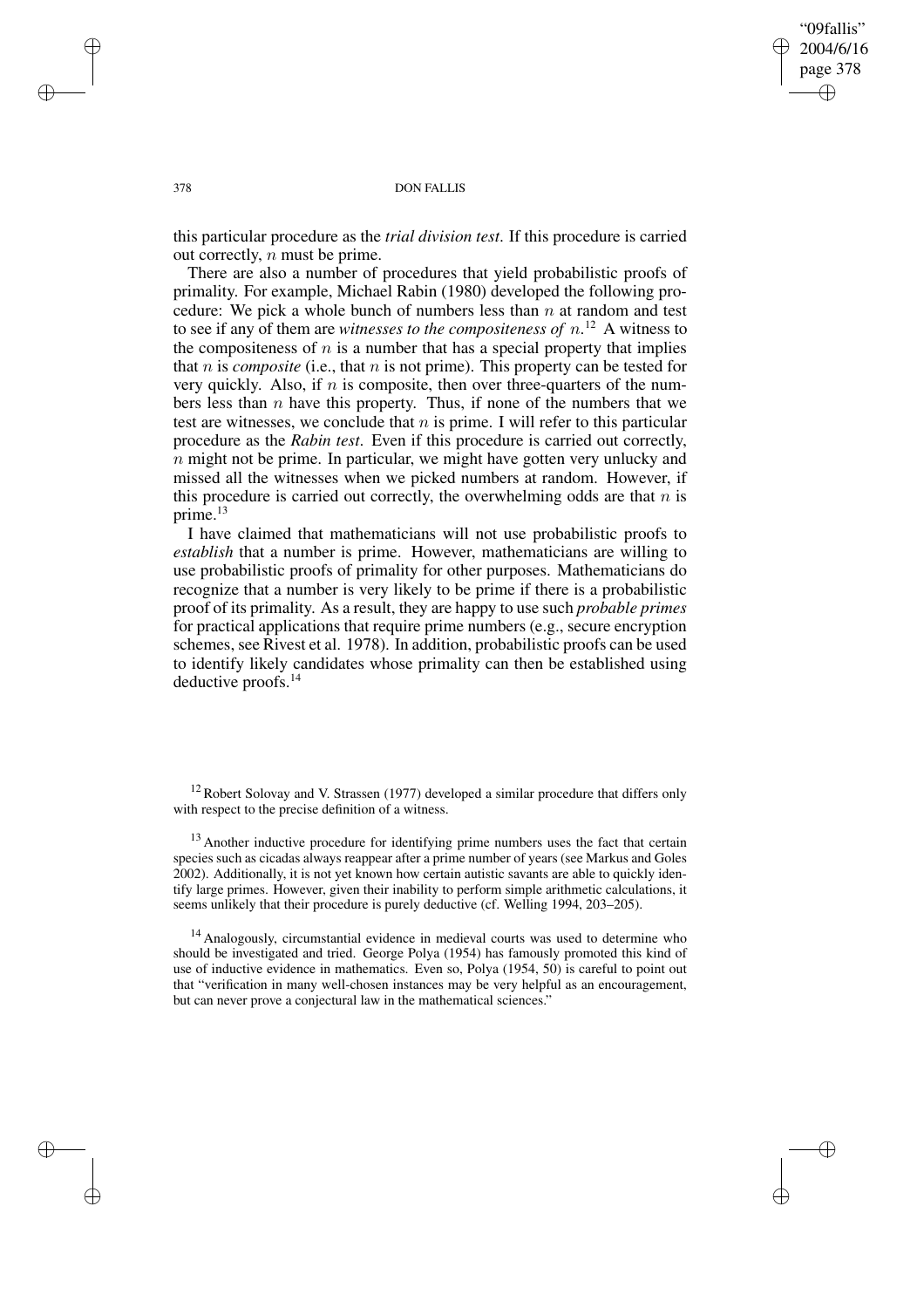this particular procedure as the *trial division test*. If this procedure is carried out correctly, $n$ must be prime.

There are also a number of procedures that yield probabilistic proofs of primality. For example, Michael Rabin (1980) developed the following procedure: We pick a whole bunch of numbers less than $n$ at random and test to see if any of them are *witnesses to the compositeness of* $n$.[12] A witness to the compositeness of $n$ is a number that has a special property that implies that $n$ is *composite* (i.e., that $n$ is not prime). This property can be tested for very quickly. Also, if $n$ is composite, then over three-quarters of the numbers less than $n$ have this property. Thus, if none of the numbers that we test are witnesses, we conclude that $n$ is prime. I will refer to this particular procedure as the *Rabin test*. Even if this procedure is carried out correctly, $n$ might not be prime. In particular, we might have gotten very unlucky and missed all the witnesses when we picked numbers at random. However, if this procedure is carried out correctly, the overwhelming odds are that $n$ is prime.[13]

I have claimed that mathematicians will not use probabilistic proofs to *establish* that a number is prime. However, mathematicians are willing to use probabilistic proofs of primality for other purposes. Mathematicians do recognize that a number is very likely to be prime if there is a probabilistic proof of its primality. As a result, they are happy to use such *probable primes* for practical applications that require prime numbers (e.g., secure encryption schemes, see Rivest et al. 1978). In addition, probabilistic proofs can be used to identify likely candidates whose primality can then be established using deductive proofs.[14]

---

[12] Robert Solovay and V. Strassen (1977) developed a similar procedure that differs only with respect to the precise definition of a witness.

[13] Another inductive procedure for identifying prime numbers uses the fact that certain species such as cicadas always reappear after a prime number of years (see Markus and Goles 2002). Additionally, it is not yet known how certain autistic savants are able to quickly identify large primes. However, given their inability to perform simple arithmetic calculations, it seems unlikely that their procedure is purely deductive (cf. Welling 1994, 203–205).

[14] Analogously, circumstantial evidence in medieval courts was used to determine who should be investigated and tried. George Polya (1954) has famously promoted this kind of use of inductive evidence in mathematics. Even so, Polya (1954, 50) is careful to point out that "verification in many well-chosen instances may be very helpful as an encouragement, but can never prove a conjectural law in the mathematical sciences."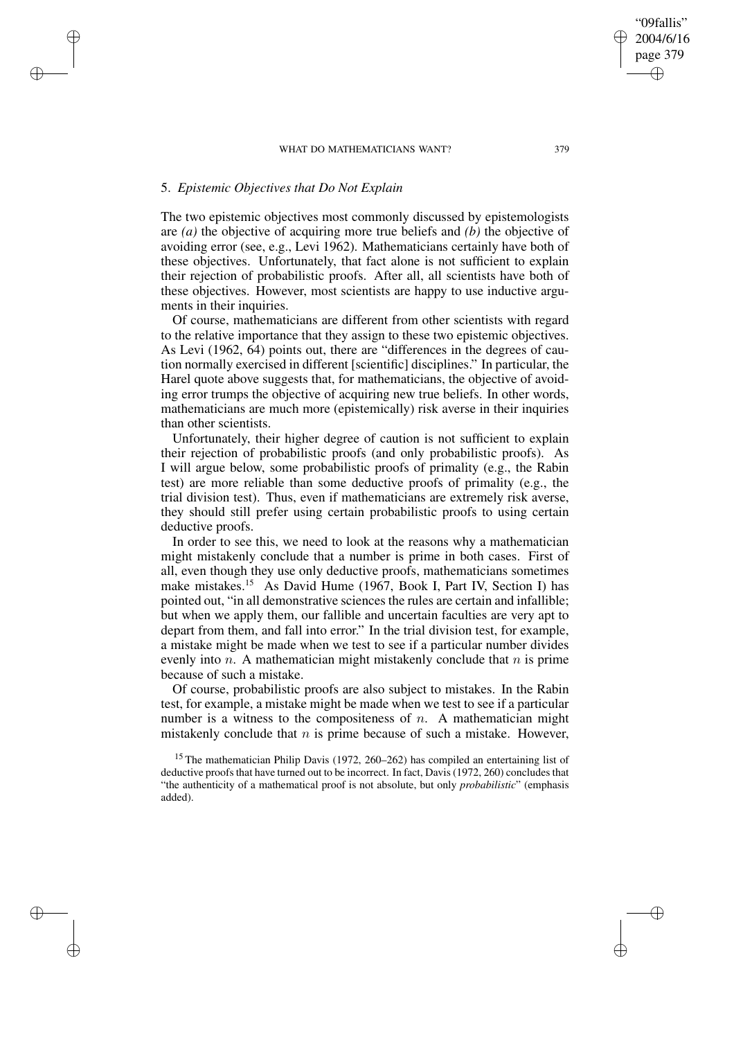## 5. *Epistemic Objectives that Do Not Explain*

The two epistemic objectives most commonly discussed by epistemologists are *(a)* the objective of acquiring more true beliefs and *(b)* the objective of avoiding error (see, e.g., Levi 1962). Mathematicians certainly have both of these objectives. Unfortunately, that fact alone is not sufficient to explain their rejection of probabilistic proofs. After all, all scientists have both of these objectives. However, most scientists are happy to use inductive arguments in their inquiries.

Of course, mathematicians are different from other scientists with regard to the relative importance that they assign to these two epistemic objectives. As Levi (1962, 64) points out, there are "differences in the degrees of caution normally exercised in different [scientific] disciplines." In particular, the Harel quote above suggests that, for mathematicians, the objective of avoiding error trumps the objective of acquiring new true beliefs. In other words, mathematicians are much more (epistemically) risk averse in their inquiries than other scientists.

Unfortunately, their higher degree of caution is not sufficient to explain their rejection of probabilistic proofs (and only probabilistic proofs). As I will argue below, some probabilistic proofs of primality (e.g., the Rabin test) are more reliable than some deductive proofs of primality (e.g., the trial division test). Thus, even if mathematicians are extremely risk averse, they should still prefer using certain probabilistic proofs to using certain deductive proofs.

In order to see this, we need to look at the reasons why a mathematician might mistakenly conclude that a number is prime in both cases. First of all, even though they use only deductive proofs, mathematicians sometimes make mistakes.[15] As David Hume (1967, Book I, Part IV, Section I) has pointed out, "in all demonstrative sciences the rules are certain and infallible; but when we apply them, our fallible and uncertain faculties are very apt to depart from them, and fall into error." In the trial division test, for example, a mistake might be made when we test to see if a particular number divides evenly into $n$. A mathematician might mistakenly conclude that $n$ is prime because of such a mistake.

Of course, probabilistic proofs are also subject to mistakes. In the Rabin test, for example, a mistake might be made when we test to see if a particular number is a witness to the compositeness of $n$. A mathematician might mistakenly conclude that $n$ is prime because of such a mistake. However,

[15] The mathematician Philip Davis (1972, 260–262) has compiled an entertaining list of deductive proofs that have turned out to be incorrect. In fact, Davis (1972, 260) concludes that "the authenticity of a mathematical proof is not absolute, but only *probabilistic*" (emphasis added).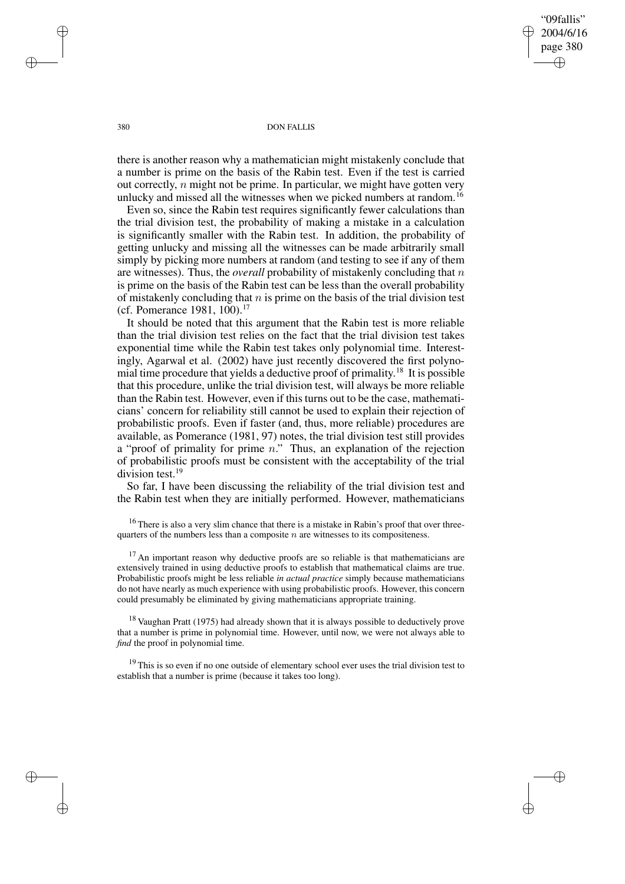there is another reason why a mathematician might mistakenly conclude that a number is prime on the basis of the Rabin test. Even if the test is carried out correctly, $n$ might not be prime. In particular, we might have gotten very unlucky and missed all the witnesses when we picked numbers at random.[16]

Even so, since the Rabin test requires significantly fewer calculations than the trial division test, the probability of making a mistake in a calculation is significantly smaller with the Rabin test. In addition, the probability of getting unlucky and missing all the witnesses can be made arbitrarily small simply by picking more numbers at random (and testing to see if any of them are witnesses). Thus, the *overall* probability of mistakenly concluding that $n$ is prime on the basis of the Rabin test can be less than the overall probability of mistakenly concluding that $n$ is prime on the basis of the trial division test (cf. Pomerance 1981, 100).[17]

It should be noted that this argument that the Rabin test is more reliable than the trial division test relies on the fact that the trial division test takes exponential time while the Rabin test takes only polynomial time. Interestingly, Agarwal et al. (2002) have just recently discovered the first polynomial time procedure that yields a deductive proof of primality.[18] It is possible that this procedure, unlike the trial division test, will always be more reliable than the Rabin test. However, even if this turns out to be the case, mathematicians' concern for reliability still cannot be used to explain their rejection of probabilistic proofs. Even if faster (and, thus, more reliable) procedures are available, as Pomerance (1981, 97) notes, the trial division test still provides a "proof of primality for prime $n$." Thus, an explanation of the rejection of probabilistic proofs must be consistent with the acceptability of the trial division test.[19]

So far, I have been discussing the reliability of the trial division test and the Rabin test when they are initially performed. However, mathematicians

[16] There is also a very slim chance that there is a mistake in Rabin's proof that over three-quarters of the numbers less than a composite $n$ are witnesses to its compositeness.

[17] An important reason why deductive proofs are so reliable is that mathematicians are extensively trained in using deductive proofs to establish that mathematical claims are true. Probabilistic proofs might be less reliable *in actual practice* simply because mathematicians do not have nearly as much experience with using probabilistic proofs. However, this concern could presumably be eliminated by giving mathematicians appropriate training.

[18] Vaughan Pratt (1975) had already shown that it is always possible to deductively prove that a number is prime in polynomial time. However, until now, we were not always able to *find* the proof in polynomial time.

[19] This is so even if no one outside of elementary school ever uses the trial division test to establish that a number is prime (because it takes too long).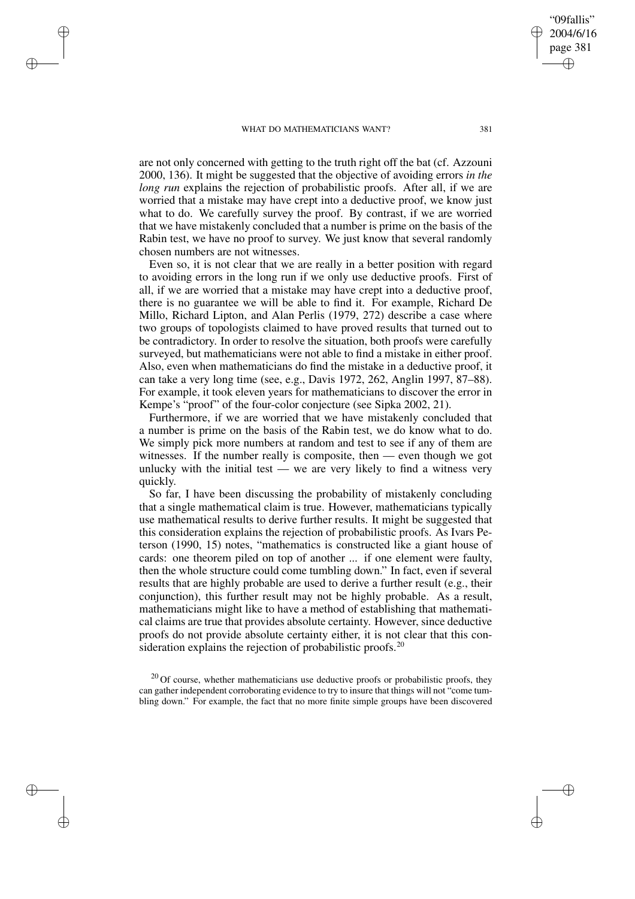are not only concerned with getting to the truth right off the bat (cf. Azzouni 2000, 136). It might be suggested that the objective of avoiding errors *in the long run* explains the rejection of probabilistic proofs. After all, if we are worried that a mistake may have crept into a deductive proof, we know just what to do. We carefully survey the proof. By contrast, if we are worried that we have mistakenly concluded that a number is prime on the basis of the Rabin test, we have no proof to survey. We just know that several randomly chosen numbers are not witnesses.

Even so, it is not clear that we are really in a better position with regard to avoiding errors in the long run if we only use deductive proofs. First of all, if we are worried that a mistake may have crept into a deductive proof, there is no guarantee we will be able to find it. For example, Richard De Millo, Richard Lipton, and Alan Perlis (1979, 272) describe a case where two groups of topologists claimed to have proved results that turned out to be contradictory. In order to resolve the situation, both proofs were carefully surveyed, but mathematicians were not able to find a mistake in either proof. Also, even when mathematicians do find the mistake in a deductive proof, it can take a very long time (see, e.g., Davis 1972, 262, Anglin 1997, 87–88). For example, it took eleven years for mathematicians to discover the error in Kempe's "proof" of the four-color conjecture (see Sipka 2002, 21).

Furthermore, if we are worried that we have mistakenly concluded that a number is prime on the basis of the Rabin test, we do know what to do. We simply pick more numbers at random and test to see if any of them are witnesses. If the number really is composite, then — even though we got unlucky with the initial test — we are very likely to find a witness very quickly.

So far, I have been discussing the probability of mistakenly concluding that a single mathematical claim is true. However, mathematicians typically use mathematical results to derive further results. It might be suggested that this consideration explains the rejection of probabilistic proofs. As Ivars Peterson (1990, 15) notes, "mathematics is constructed like a giant house of cards: one theorem piled on top of another ... if one element were faulty, then the whole structure could come tumbling down." In fact, even if several results that are highly probable are used to derive a further result (e.g., their conjunction), this further result may not be highly probable. As a result, mathematicians might like to have a method of establishing that mathematical claims are true that provides absolute certainty. However, since deductive proofs do not provide absolute certainty either, it is not clear that this consideration explains the rejection of probabilistic proofs.[20]

[20] Of course, whether mathematicians use deductive proofs or probabilistic proofs, they can gather independent corroborating evidence to try to insure that things will not "come tumbling down." For example, the fact that no more finite simple groups have been discovered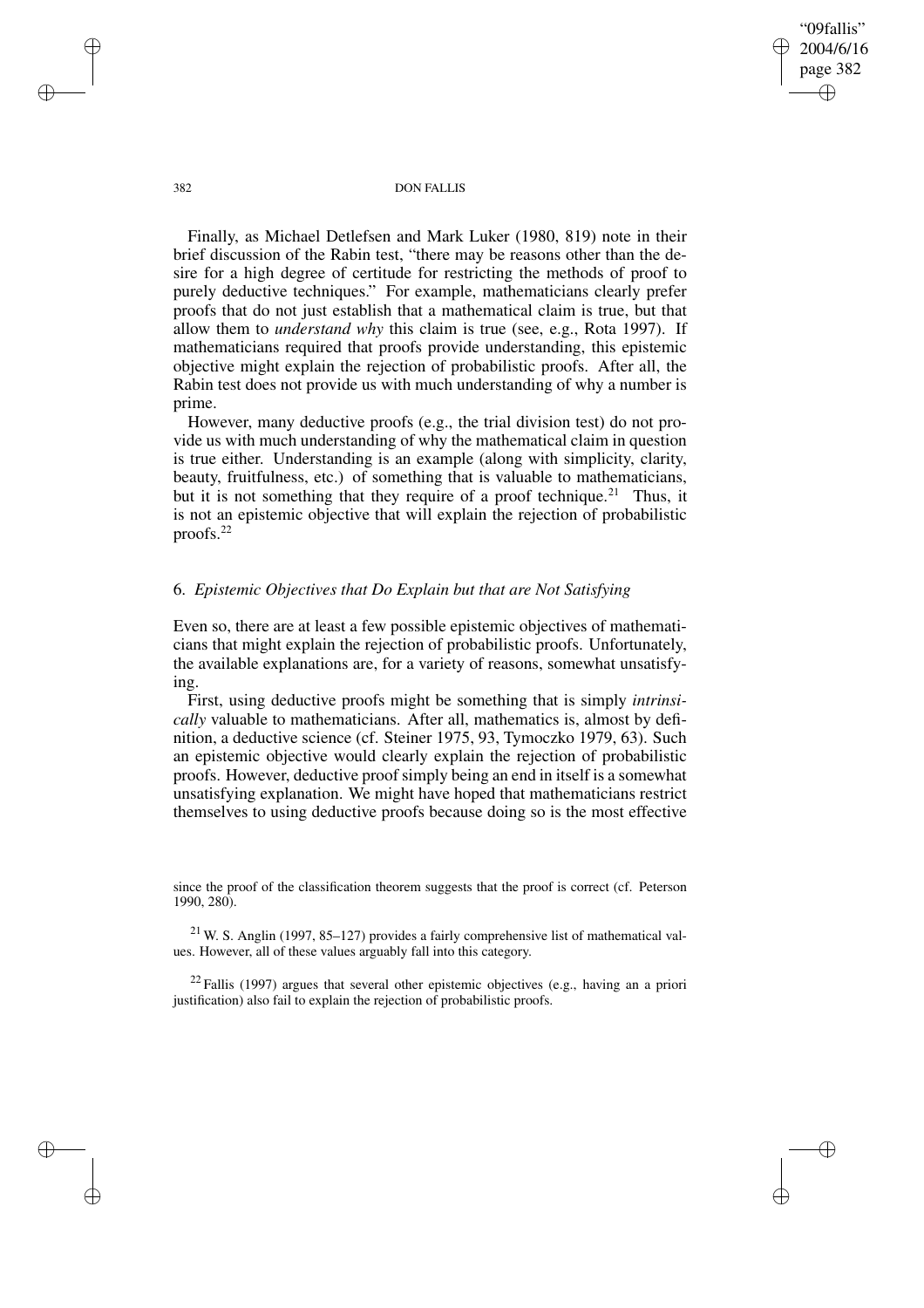Finally, as Michael Detlefsen and Mark Luker (1980, 819) note in their brief discussion of the Rabin test, "there may be reasons other than the desire for a high degree of certitude for restricting the methods of proof to purely deductive techniques." For example, mathematicians clearly prefer proofs that do not just establish that a mathematical claim is true, but that allow them to *understand why* this claim is true (see, e.g., Rota 1997). If mathematicians required that proofs provide understanding, this epistemic objective might explain the rejection of probabilistic proofs. After all, the Rabin test does not provide us with much understanding of why a number is prime.

However, many deductive proofs (e.g., the trial division test) do not provide us with much understanding of why the mathematical claim in question is true either. Understanding is an example (along with simplicity, clarity, beauty, fruitfulness, etc.) of something that is valuable to mathematicians, but it is not something that they require of a proof technique.[21] Thus, it is not an epistemic objective that will explain the rejection of probabilistic proofs.[22]

## 6. *Epistemic Objectives that Do Explain but that are Not Satisfying*

Even so, there are at least a few possible epistemic objectives of mathematicians that might explain the rejection of probabilistic proofs. Unfortunately, the available explanations are, for a variety of reasons, somewhat unsatisfying.

First, using deductive proofs might be something that is simply *intrinsically* valuable to mathematicians. After all, mathematics is, almost by definition, a deductive science (cf. Steiner 1975, 93, Tymoczko 1979, 63). Such an epistemic objective would clearly explain the rejection of probabilistic proofs. However, deductive proof simply being an end in itself is a somewhat unsatisfying explanation. We might have hoped that mathematicians restrict themselves to using deductive proofs because doing so is the most effective

since the proof of the classification theorem suggests that the proof is correct (cf. Peterson 1990, 280).

[21] W. S. Anglin (1997, 85–127) provides a fairly comprehensive list of mathematical values. However, all of these values arguably fall into this category.

[22] Fallis (1997) argues that several other epistemic objectives (e.g., having an a priori justification) also fail to explain the rejection of probabilistic proofs.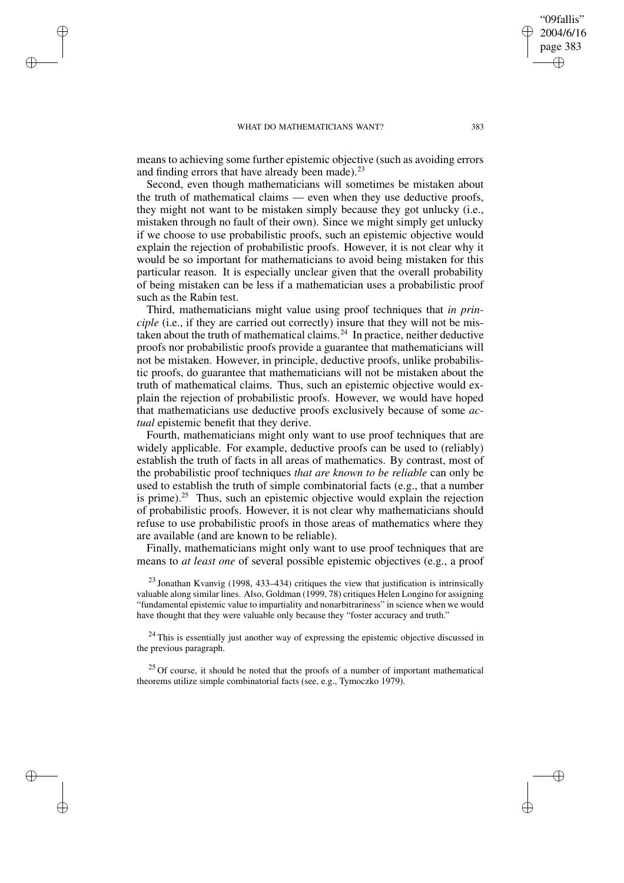means to achieving some further epistemic objective (such as avoiding errors and finding errors that have already been made).[23]

Second, even though mathematicians will sometimes be mistaken about the truth of mathematical claims — even when they use deductive proofs, they might not want to be mistaken simply because they got unlucky (i.e., mistaken through no fault of their own). Since we might simply get unlucky if we choose to use probabilistic proofs, such an epistemic objective would explain the rejection of probabilistic proofs. However, it is not clear why it would be so important for mathematicians to avoid being mistaken for this particular reason. It is especially unclear given that the overall probability of being mistaken can be less if a mathematician uses a probabilistic proof such as the Rabin test.

Third, mathematicians might value using proof techniques that *in principle* (i.e., if they are carried out correctly) insure that they will not be mistaken about the truth of mathematical claims.[24] In practice, neither deductive proofs nor probabilistic proofs provide a guarantee that mathematicians will not be mistaken. However, in principle, deductive proofs, unlike probabilistic proofs, do guarantee that mathematicians will not be mistaken about the truth of mathematical claims. Thus, such an epistemic objective would explain the rejection of probabilistic proofs. However, we would have hoped that mathematicians use deductive proofs exclusively because of some *actual* epistemic benefit that they derive.

Fourth, mathematicians might only want to use proof techniques that are widely applicable. For example, deductive proofs can be used to (reliably) establish the truth of facts in all areas of mathematics. By contrast, most of the probabilistic proof techniques *that are known to be reliable* can only be used to establish the truth of simple combinatorial facts (e.g., that a number is prime).[25] Thus, such an epistemic objective would explain the rejection of probabilistic proofs. However, it is not clear why mathematicians should refuse to use probabilistic proofs in those areas of mathematics where they are available (and are known to be reliable).

Finally, mathematicians might only want to use proof techniques that are means to *at least one* of several possible epistemic objectives (e.g., a proof

[23] Jonathan Kvanvig (1998, 433–434) critiques the view that justification is intrinsically valuable along similar lines. Also, Goldman (1999, 78) critiques Helen Longino for assigning "fundamental epistemic value to impartiality and nonarbitrariness" in science when we would have thought that they were valuable only because they "foster accuracy and truth."

[24] This is essentially just another way of expressing the epistemic objective discussed in the previous paragraph.

[25] Of course, it should be noted that the proofs of a number of important mathematical theorems utilize simple combinatorial facts (see, e.g., Tymoczko 1979).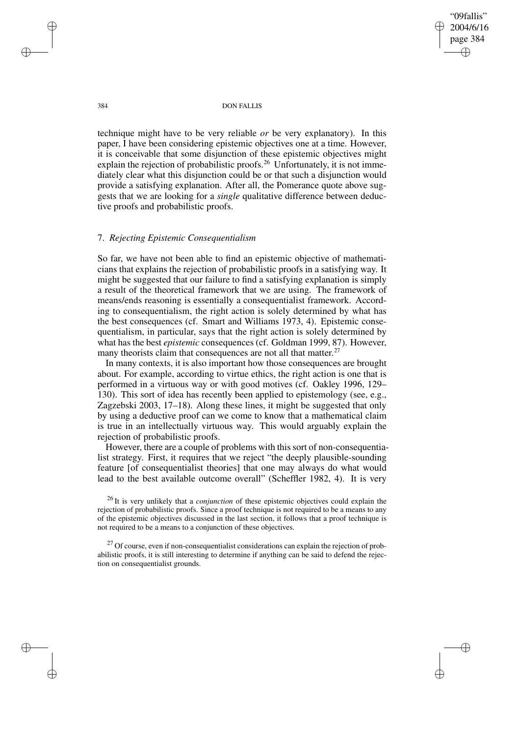technique might have to be very reliable *or* be very explanatory). In this paper, I have been considering epistemic objectives one at a time. However, it is conceivable that some disjunction of these epistemic objectives might explain the rejection of probabilistic proofs.[26] Unfortunately, it is not immediately clear what this disjunction could be or that such a disjunction would provide a satisfying explanation. After all, the Pomerance quote above suggests that we are looking for a *single* qualitative difference between deductive proofs and probabilistic proofs.

## 7. *Rejecting Epistemic Consequentialism*

So far, we have not been able to find an epistemic objective of mathematicians that explains the rejection of probabilistic proofs in a satisfying way. It might be suggested that our failure to find a satisfying explanation is simply a result of the theoretical framework that we are using. The framework of means/ends reasoning is essentially a consequentialist framework. According to consequentialism, the right action is solely determined by what has the best consequences (cf. Smart and Williams 1973, 4). Epistemic consequentialism, in particular, says that the right action is solely determined by what has the best *epistemic* consequences (cf. Goldman 1999, 87). However, many theorists claim that consequences are not all that matter.[27]

In many contexts, it is also important how those consequences are brought about. For example, according to virtue ethics, the right action is one that is performed in a virtuous way or with good motives (cf. Oakley 1996, 129–130). This sort of idea has recently been applied to epistemology (see, e.g., Zagzebski 2003, 17–18). Along these lines, it might be suggested that only by using a deductive proof can we come to know that a mathematical claim is true in an intellectually virtuous way. This would arguably explain the rejection of probabilistic proofs.

However, there are a couple of problems with this sort of non-consequentialist strategy. First, it requires that we reject "the deeply plausible-sounding feature [of consequentialist theories] that one may always do what would lead to the best available outcome overall" (Scheffler 1982, 4). It is very

[26] It is very unlikely that a *conjunction* of these epistemic objectives could explain the rejection of probabilistic proofs. Since a proof technique is not required to be a means to any of the epistemic objectives discussed in the last section, it follows that a proof technique is not required to be a means to a conjunction of these objectives.

[27] Of course, even if non-consequentialist considerations can explain the rejection of probabilistic proofs, it is still interesting to determine if anything can be said to defend the rejection on consequentialist grounds.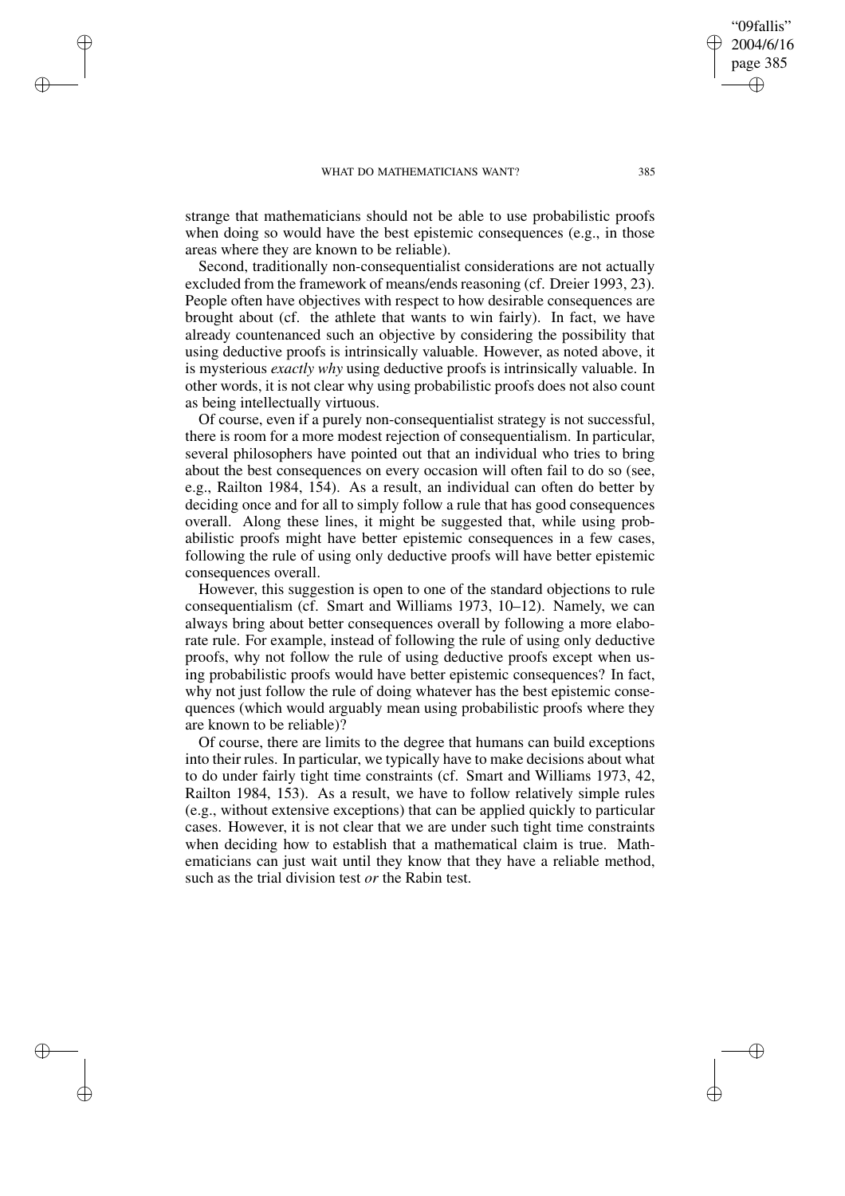strange that mathematicians should not be able to use probabilistic proofs when doing so would have the best epistemic consequences (e.g., in those areas where they are known to be reliable).

Second, traditionally non-consequentialist considerations are not actually excluded from the framework of means/ends reasoning (cf. Dreier 1993, 23). People often have objectives with respect to how desirable consequences are brought about (cf. the athlete that wants to win fairly). In fact, we have already countenanced such an objective by considering the possibility that using deductive proofs is intrinsically valuable. However, as noted above, it is mysterious *exactly why* using deductive proofs is intrinsically valuable. In other words, it is not clear why using probabilistic proofs does not also count as being intellectually virtuous.

Of course, even if a purely non-consequentialist strategy is not successful, there is room for a more modest rejection of consequentialism. In particular, several philosophers have pointed out that an individual who tries to bring about the best consequences on every occasion will often fail to do so (see, e.g., Railton 1984, 154). As a result, an individual can often do better by deciding once and for all to simply follow a rule that has good consequences overall. Along these lines, it might be suggested that, while using probabilistic proofs might have better epistemic consequences in a few cases, following the rule of using only deductive proofs will have better epistemic consequences overall.

However, this suggestion is open to one of the standard objections to rule consequentialism (cf. Smart and Williams 1973, 10–12). Namely, we can always bring about better consequences overall by following a more elaborate rule. For example, instead of following the rule of using only deductive proofs, why not follow the rule of using deductive proofs except when using probabilistic proofs would have better epistemic consequences? In fact, why not just follow the rule of doing whatever has the best epistemic consequences (which would arguably mean using probabilistic proofs where they are known to be reliable)?

Of course, there are limits to the degree that humans can build exceptions into their rules. In particular, we typically have to make decisions about what to do under fairly tight time constraints (cf. Smart and Williams 1973, 42, Railton 1984, 153). As a result, we have to follow relatively simple rules (e.g., without extensive exceptions) that can be applied quickly to particular cases. However, it is not clear that we are under such tight time constraints when deciding how to establish that a mathematical claim is true. Mathematicians can just wait until they know that they have a reliable method, such as the trial division test *or* the Rabin test.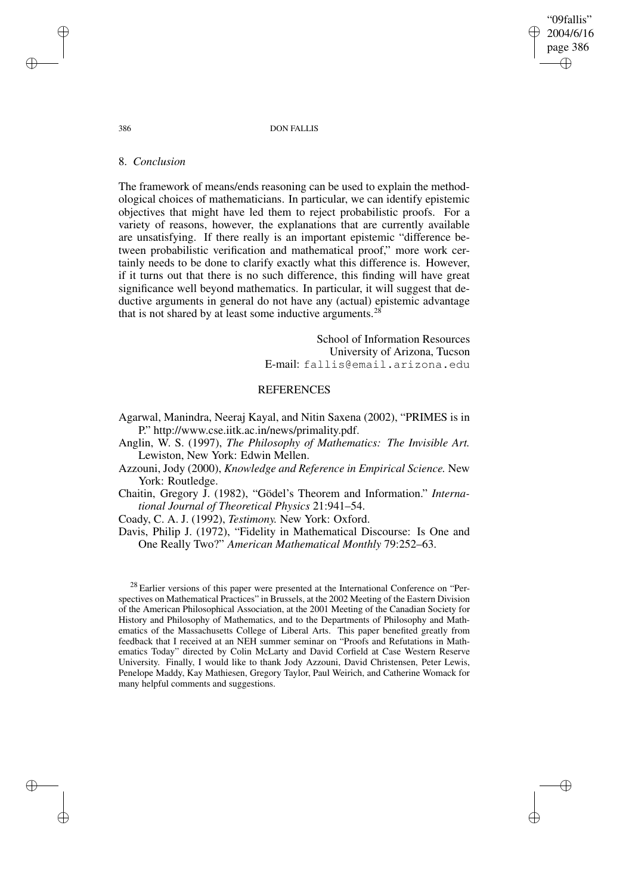## 8. *Conclusion*

The framework of means/ends reasoning can be used to explain the methodological choices of mathematicians. In particular, we can identify epistemic objectives that might have led them to reject probabilistic proofs. For a variety of reasons, however, the explanations that are currently available are unsatisfying. If there really is an important epistemic "difference between probabilistic verification and mathematical proof," more work certainly needs to be done to clarify exactly what this difference is. However, if it turns out that there is no such difference, this finding will have great significance well beyond mathematics. In particular, it will suggest that deductive arguments in general do not have any (actual) epistemic advantage that is not shared by at least some inductive arguments.[28]

School of Information Resources  
University of Arizona, Tucson  
E-mail: fallis@email.arizona.edu

## REFERENCES

Agarwal, Manindra, Neeraj Kayal, and Nitin Saxena (2002), "PRIMES is in P." http://www.cse.iitk.ac.in/news/primality.pdf.

Anglin, W. S. (1997), *The Philosophy of Mathematics: The Invisible Art.* Lewiston, New York: Edwin Mellen.

Azzouni, Jody (2000), *Knowledge and Reference in Empirical Science.* New York: Routledge.

Chaitin, Gregory J. (1982), "Gödel's Theorem and Information." *International Journal of Theoretical Physics* 21:941–54.

Coady, C. A. J. (1992), *Testimony.* New York: Oxford.

Davis, Philip J. (1972), "Fidelity in Mathematical Discourse: Is One and One Really Two?" *American Mathematical Monthly* 79:252–63.

[28] Earlier versions of this paper were presented at the International Conference on "Perspectives on Mathematical Practices" in Brussels, at the 2002 Meeting of the Eastern Division of the American Philosophical Association, at the 2001 Meeting of the Canadian Society for History and Philosophy of Mathematics, and to the Departments of Philosophy and Mathematics of the Massachusetts College of Liberal Arts. This paper benefited greatly from feedback that I received at an NEH summer seminar on "Proofs and Refutations in Mathematics Today" directed by Colin McLarty and David Corfield at Case Western Reserve University. Finally, I would like to thank Jody Azzouni, David Christensen, Peter Lewis, Penelope Maddy, Kay Mathiesen, Gregory Taylor, Paul Weirich, and Catherine Womack for many helpful comments and suggestions.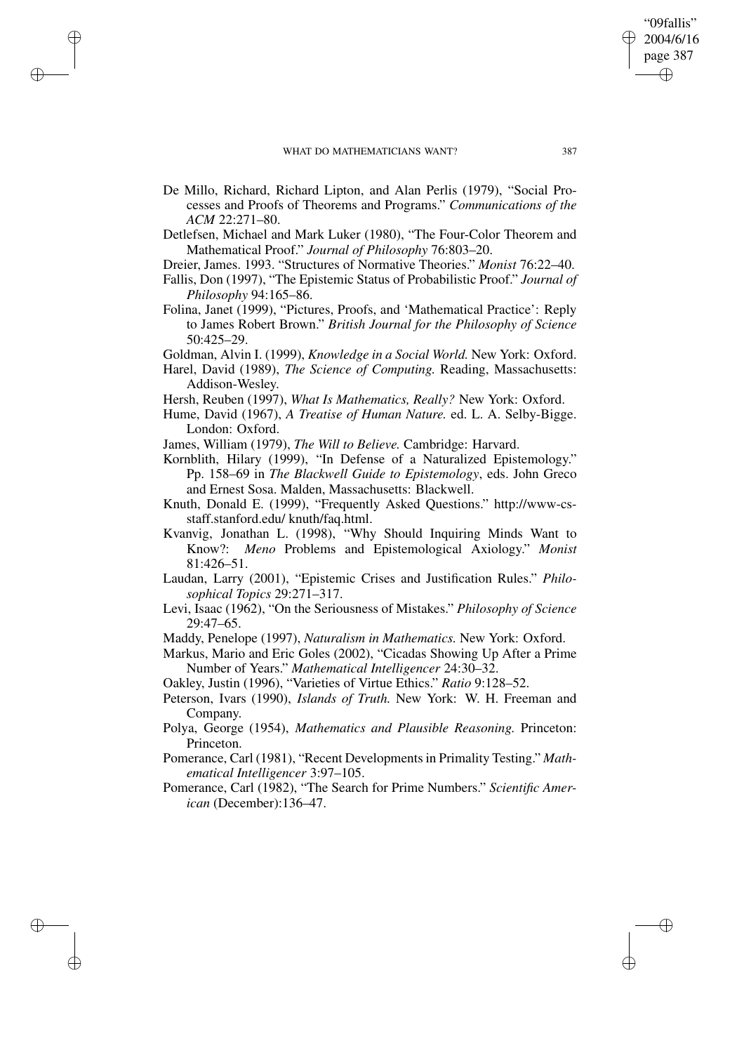De Millo, Richard, Richard Lipton, and Alan Perlis (1979), "Social Processes and Proofs of Theorems and Programs." *Communications of the ACM* 22:271–80.

Detlefsen, Michael and Mark Luker (1980), "The Four-Color Theorem and Mathematical Proof." *Journal of Philosophy* 76:803–20.

Dreier, James. 1993. "Structures of Normative Theories." *Monist* 76:22–40.

Fallis, Don (1997), "The Epistemic Status of Probabilistic Proof." *Journal of Philosophy* 94:165–86.

Folina, Janet (1999), "Pictures, Proofs, and 'Mathematical Practice': Reply to James Robert Brown." *British Journal for the Philosophy of Science* 50:425–29.

Goldman, Alvin I. (1999), *Knowledge in a Social World.* New York: Oxford.

Harel, David (1989), *The Science of Computing.* Reading, Massachusetts: Addison-Wesley.

Hersh, Reuben (1997), *What Is Mathematics, Really?* New York: Oxford.

Hume, David (1967), *A Treatise of Human Nature.* ed. L. A. Selby-Bigge. London: Oxford.

James, William (1979), *The Will to Believe.* Cambridge: Harvard.

Kornblith, Hilary (1999), "In Defense of a Naturalized Epistemology." Pp. 158–69 in *The Blackwell Guide to Epistemology*, eds. John Greco and Ernest Sosa. Malden, Massachusetts: Blackwell.

Knuth, Donald E. (1999), "Frequently Asked Questions." http://www-cs-staff.stanford.edu/ knuth/faq.html.

Kvanvig, Jonathan L. (1998), "Why Should Inquiring Minds Want to Know?: *Meno* Problems and Epistemological Axiology." *Monist* 81:426–51.

Laudan, Larry (2001), "Epistemic Crises and Justification Rules." *Philosophical Topics* 29:271–317.

Levi, Isaac (1962), "On the Seriousness of Mistakes." *Philosophy of Science* 29:47–65.

Maddy, Penelope (1997), *Naturalism in Mathematics.* New York: Oxford.

Markus, Mario and Eric Goles (2002), "Cicadas Showing Up After a Prime Number of Years." *Mathematical Intelligencer* 24:30–32.

Oakley, Justin (1996), "Varieties of Virtue Ethics." *Ratio* 9:128–52.

Peterson, Ivars (1990), *Islands of Truth.* New York: W. H. Freeman and Company.

Polya, George (1954), *Mathematics and Plausible Reasoning.* Princeton: Princeton.

Pomerance, Carl (1981), "Recent Developments in Primality Testing." *Mathematical Intelligencer* 3:97–105.

Pomerance, Carl (1982), "The Search for Prime Numbers." *Scientific American* (December):136–47.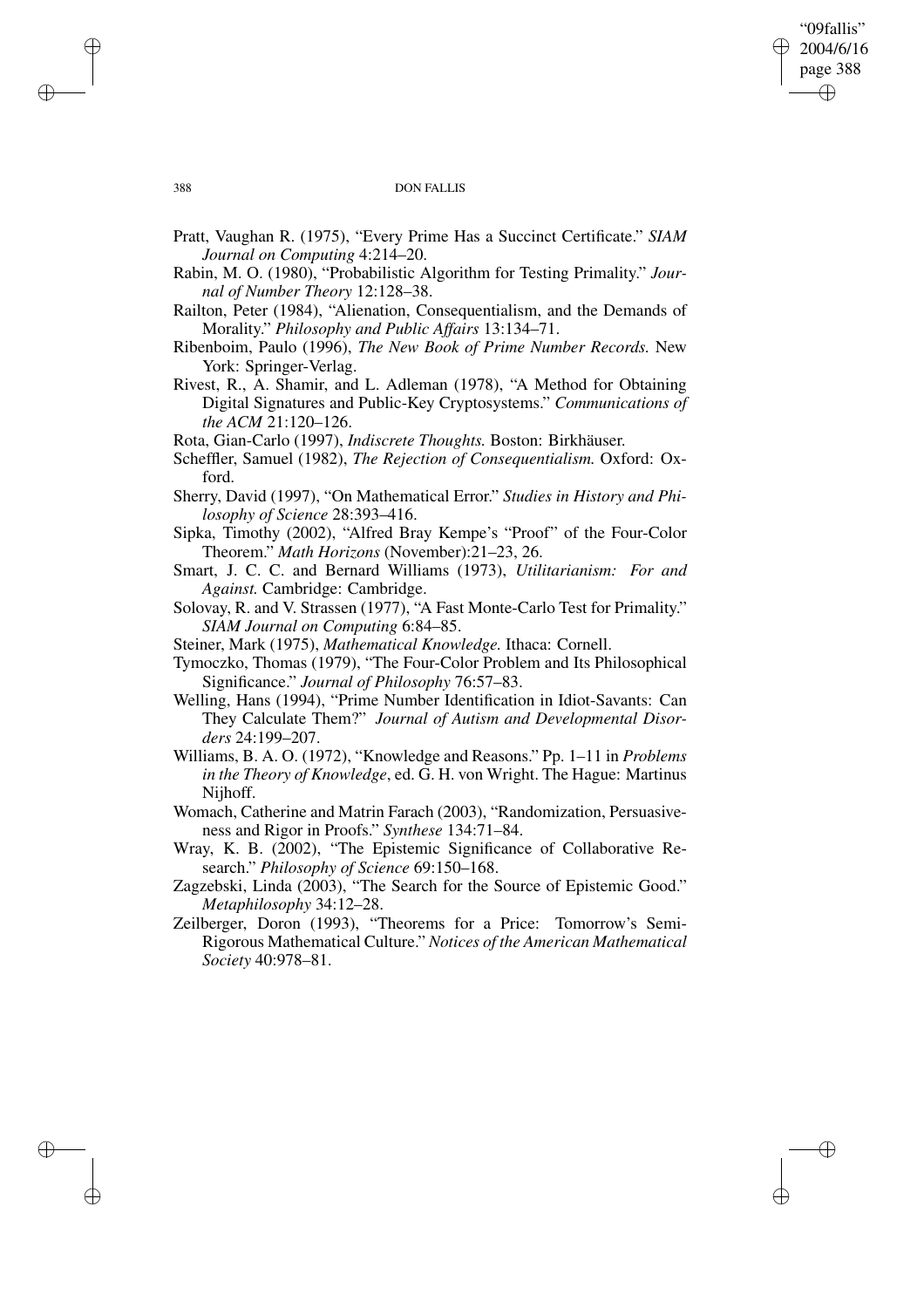Pratt, Vaughan R. (1975), "Every Prime Has a Succinct Certificate." *SIAM Journal on Computing* 4:214–20.

Rabin, M. O. (1980), "Probabilistic Algorithm for Testing Primality." *Journal of Number Theory* 12:128–38.

Railton, Peter (1984), "Alienation, Consequentialism, and the Demands of Morality." *Philosophy and Public Affairs* 13:134–71.

Ribenboim, Paulo (1996), *The New Book of Prime Number Records.* New York: Springer-Verlag.

Rivest, R., A. Shamir, and L. Adleman (1978), "A Method for Obtaining Digital Signatures and Public-Key Cryptosystems." *Communications of the ACM* 21:120–126.

Rota, Gian-Carlo (1997), *Indiscrete Thoughts.* Boston: Birkhäuser.

Scheffler, Samuel (1982), *The Rejection of Consequentialism.* Oxford: Oxford.

Sherry, David (1997), "On Mathematical Error." *Studies in History and Philosophy of Science* 28:393–416.

Sipka, Timothy (2002), "Alfred Bray Kempe's "Proof" of the Four-Color Theorem." *Math Horizons* (November):21–23, 26.

Smart, J. C. C. and Bernard Williams (1973), *Utilitarianism: For and Against.* Cambridge: Cambridge.

Solovay, R. and V. Strassen (1977), "A Fast Monte-Carlo Test for Primality." *SIAM Journal on Computing* 6:84–85.

Steiner, Mark (1975), *Mathematical Knowledge.* Ithaca: Cornell.

Tymoczko, Thomas (1979), "The Four-Color Problem and Its Philosophical Significance." *Journal of Philosophy* 76:57–83.

Welling, Hans (1994), "Prime Number Identification in Idiot-Savants: Can They Calculate Them?" *Journal of Autism and Developmental Disorders* 24:199–207.

Williams, B. A. O. (1972), "Knowledge and Reasons." Pp. 1–11 in *Problems in the Theory of Knowledge*, ed. G. H. von Wright. The Hague: Martinus Nijhoff.

Womach, Catherine and Matrin Farach (2003), "Randomization, Persuasiveness and Rigor in Proofs." *Synthese* 134:71–84.

Wray, K. B. (2002), "The Epistemic Significance of Collaborative Research." *Philosophy of Science* 69:150–168.

Zagzebski, Linda (2003), "The Search for the Source of Epistemic Good." *Metaphilosophy* 34:12–28.

Zeilberger, Doron (1993), "Theorems for a Price: Tomorrow's Semi-Rigorous Mathematical Culture." *Notices of the American Mathematical Society* 40:978–81.